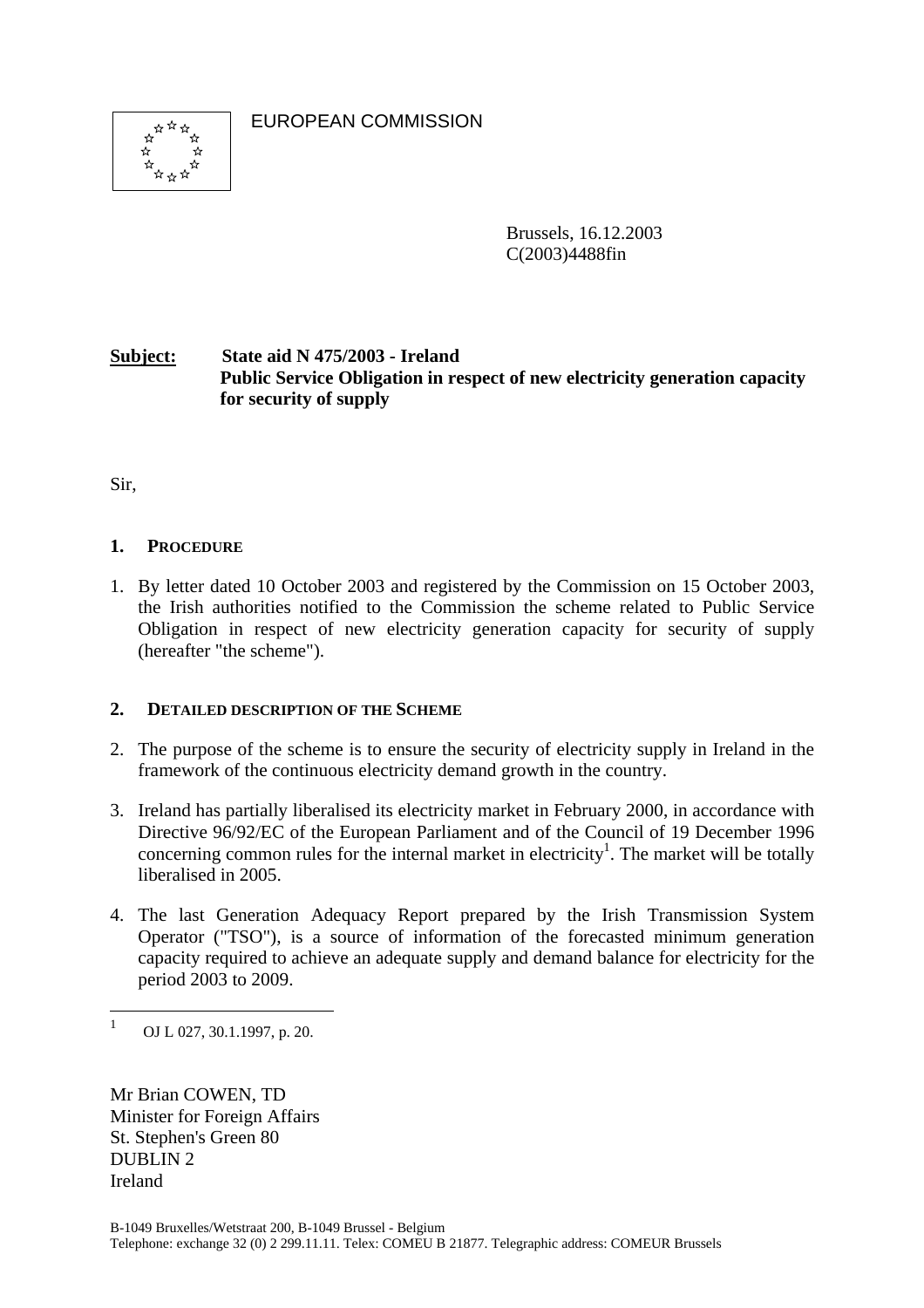EUROPEAN COMMISSION

Brussels, 16.12.2003
C(2003)4488fin

**Subject: State aid N 475/2003 - Ireland**
**Public Service Obligation in respect of new electricity generation capacity for security of supply**

Sir,

## 1. PROCEDURE

1. By letter dated 10 October 2003 and registered by the Commission on 15 October 2003, the Irish authorities notified to the Commission the scheme related to Public Service Obligation in respect of new electricity generation capacity for security of supply (hereafter "the scheme").

## 2. DETAILED DESCRIPTION OF THE SCHEME

2. The purpose of the scheme is to ensure the security of electricity supply in Ireland in the framework of the continuous electricity demand growth in the country.

3. Ireland has partially liberalised its electricity market in February 2000, in accordance with Directive 96/92/EC of the European Parliament and of the Council of 19 December 1996 concerning common rules for the internal market in electricity[1]. The market will be totally liberalised in 2005.

4. The last Generation Adequacy Report prepared by the Irish Transmission System Operator ("TSO"), is a source of information of the forecasted minimum generation capacity required to achieve an adequate supply and demand balance for electricity for the period 2003 to 2009.

[1] OJ L 027, 30.1.1997, p. 20.

Mr Brian COWEN, TD
Minister for Foreign Affairs
St. Stephen's Green 80
DUBLIN 2
Ireland

B-1049 Bruxelles/Wetstraat 200, B-1049 Brussel - Belgium
Telephone: exchange 32 (0) 2 299.11.11. Telex: COMEU B 21877. Telegraphic address: COMEUR Brussels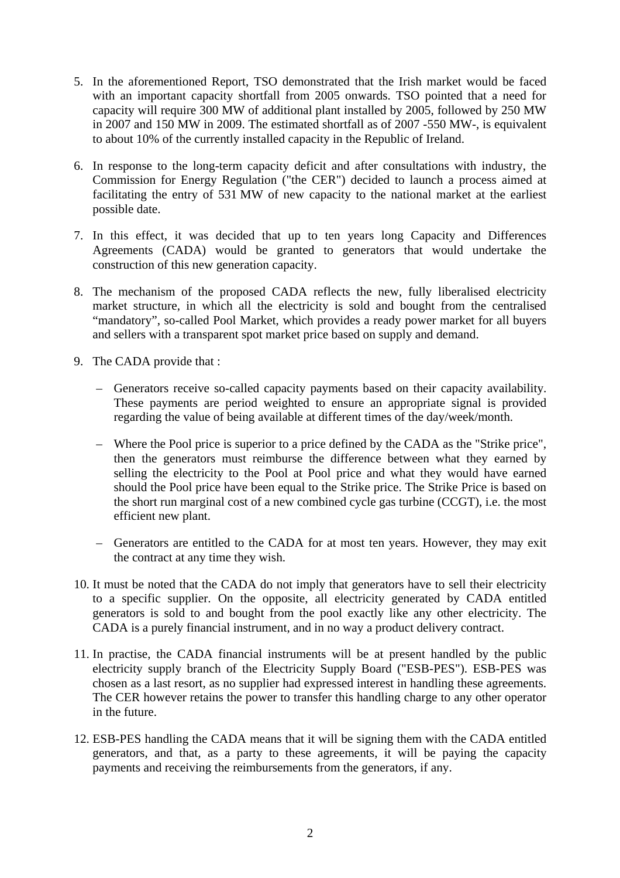5. In the aforementioned Report, TSO demonstrated that the Irish market would be faced with an important capacity shortfall from 2005 onwards. TSO pointed that a need for capacity will require 300 MW of additional plant installed by 2005, followed by 250 MW in 2007 and 150 MW in 2009. The estimated shortfall as of 2007 -550 MW-, is equivalent to about 10% of the currently installed capacity in the Republic of Ireland.

6. In response to the long-term capacity deficit and after consultations with industry, the Commission for Energy Regulation ("the CER") decided to launch a process aimed at facilitating the entry of 531 MW of new capacity to the national market at the earliest possible date.

7. In this effect, it was decided that up to ten years long Capacity and Differences Agreements (CADA) would be granted to generators that would undertake the construction of this new generation capacity.

8. The mechanism of the proposed CADA reflects the new, fully liberalised electricity market structure, in which all the electricity is sold and bought from the centralised "mandatory", so-called Pool Market, which provides a ready power market for all buyers and sellers with a transparent spot market price based on supply and demand.

9. The CADA provide that :

   – Generators receive so-called capacity payments based on their capacity availability. These payments are period weighted to ensure an appropriate signal is provided regarding the value of being available at different times of the day/week/month.

   – Where the Pool price is superior to a price defined by the CADA as the "Strike price", then the generators must reimburse the difference between what they earned by selling the electricity to the Pool at Pool price and what they would have earned should the Pool price have been equal to the Strike price. The Strike Price is based on the short run marginal cost of a new combined cycle gas turbine (CCGT), i.e. the most efficient new plant.

   – Generators are entitled to the CADA for at most ten years. However, they may exit the contract at any time they wish.

10. It must be noted that the CADA do not imply that generators have to sell their electricity to a specific supplier. On the opposite, all electricity generated by CADA entitled generators is sold to and bought from the pool exactly like any other electricity. The CADA is a purely financial instrument, and in no way a product delivery contract.

11. In practise, the CADA financial instruments will be at present handled by the public electricity supply branch of the Electricity Supply Board ("ESB-PES"). ESB-PES was chosen as a last resort, as no supplier had expressed interest in handling these agreements. The CER however retains the power to transfer this handling charge to any other operator in the future.

12. ESB-PES handling the CADA means that it will be signing them with the CADA entitled generators, and that, as a party to these agreements, it will be paying the capacity payments and receiving the reimbursements from the generators, if any.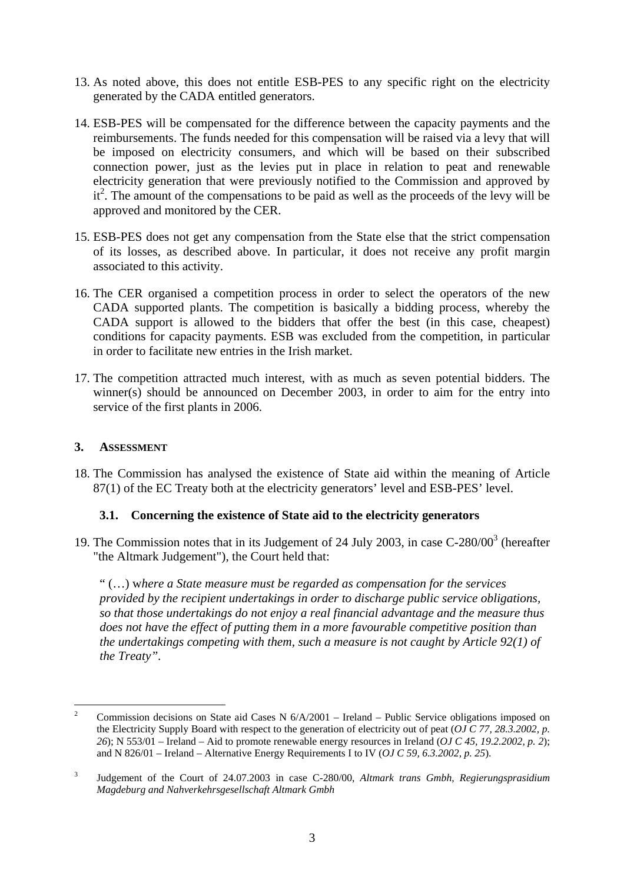13. As noted above, this does not entitle ESB-PES to any specific right on the electricity generated by the CADA entitled generators.

14. ESB-PES will be compensated for the difference between the capacity payments and the reimbursements. The funds needed for this compensation will be raised via a levy that will be imposed on electricity consumers, and which will be based on their subscribed connection power, just as the levies put in place in relation to peat and renewable electricity generation that were previously notified to the Commission and approved by it[2]. The amount of the compensations to be paid as well as the proceeds of the levy will be approved and monitored by the CER.

15. ESB-PES does not get any compensation from the State else that the strict compensation of its losses, as described above. In particular, it does not receive any profit margin associated to this activity.

16. The CER organised a competition process in order to select the operators of the new CADA supported plants. The competition is basically a bidding process, whereby the CADA support is allowed to the bidders that offer the best (in this case, cheapest) conditions for capacity payments. ESB was excluded from the competition, in particular in order to facilitate new entries in the Irish market.

17. The competition attracted much interest, with as much as seven potential bidders. The winner(s) should be announced on December 2003, in order to aim for the entry into service of the first plants in 2006.

## 3. ASSESSMENT

18. The Commission has analysed the existence of State aid within the meaning of Article 87(1) of the EC Treaty both at the electricity generators' level and ESB-PES' level.

### 3.1. Concerning the existence of State aid to the electricity generators

19. The Commission notes that in its Judgement of 24 July 2003, in case C-280/00[3] (hereafter "the Altmark Judgement"), the Court held that:

   " (…) *where a State measure must be regarded as compensation for the services provided by the recipient undertakings in order to discharge public service obligations, so that those undertakings do not enjoy a real financial advantage and the measure thus does not have the effect of putting them in a more favourable competitive position than the undertakings competing with them, such a measure is not caught by Article 92(1) of the Treaty".*

---

[2] Commission decisions on State aid Cases N 6/A/2001 – Ireland – Public Service obligations imposed on the Electricity Supply Board with respect to the generation of electricity out of peat (*OJ C 77, 28.3.2002, p. 26*); N 553/01 – Ireland – Aid to promote renewable energy resources in Ireland (*OJ C 45, 19.2.2002, p. 2*); and N 826/01 – Ireland – Alternative Energy Requirements I to IV (*OJ C 59, 6.3.2002, p. 25*).

[3] Judgement of the Court of 24.07.2003 in case C-280/00, *Altmark trans Gmbh, Regierungsprasidium Magdeburg and Nahverkehrsgesellschaft Altmark Gmbh*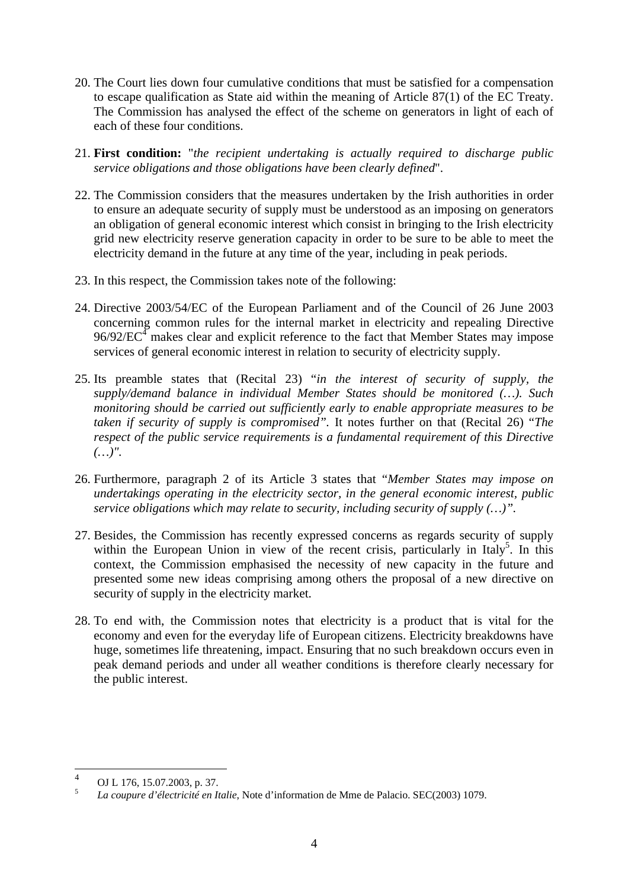20. The Court lies down four cumulative conditions that must be satisfied for a compensation to escape qualification as State aid within the meaning of Article 87(1) of the EC Treaty. The Commission has analysed the effect of the scheme on generators in light of each of each of these four conditions.

21. **First condition:** "*the recipient undertaking is actually required to discharge public service obligations and those obligations have been clearly defined*".

22. The Commission considers that the measures undertaken by the Irish authorities in order to ensure an adequate security of supply must be understood as an imposing on generators an obligation of general economic interest which consist in bringing to the Irish electricity grid new electricity reserve generation capacity in order to be sure to be able to meet the electricity demand in the future at any time of the year, including in peak periods.

23. In this respect, the Commission takes note of the following:

24. Directive 2003/54/EC of the European Parliament and of the Council of 26 June 2003 concerning common rules for the internal market in electricity and repealing Directive 96/92/EC[4] makes clear and explicit reference to the fact that Member States may impose services of general economic interest in relation to security of electricity supply.

25. Its preamble states that (Recital 23) "*in the interest of security of supply, the supply/demand balance in individual Member States should be monitored (…). Such monitoring should be carried out sufficiently early to enable appropriate measures to be taken if security of supply is compromised*". It notes further on that (Recital 26) "*The respect of the public service requirements is a fundamental requirement of this Directive (…)*".

26. Furthermore, paragraph 2 of its Article 3 states that "*Member States may impose on undertakings operating in the electricity sector, in the general economic interest, public service obligations which may relate to security, including security of supply (…)*".

27. Besides, the Commission has recently expressed concerns as regards security of supply within the European Union in view of the recent crisis, particularly in Italy[5]. In this context, the Commission emphasised the necessity of new capacity in the future and presented some new ideas comprising among others the proposal of a new directive on security of supply in the electricity market.

28. To end with, the Commission notes that electricity is a product that is vital for the economy and even for the everyday life of European citizens. Electricity breakdowns have huge, sometimes life threatening, impact. Ensuring that no such breakdown occurs even in peak demand periods and under all weather conditions is therefore clearly necessary for the public interest.

---

[4] OJ L 176, 15.07.2003, p. 37.

[5] *La coupure d'électricité en Italie*, Note d'information de Mme de Palacio. SEC(2003) 1079.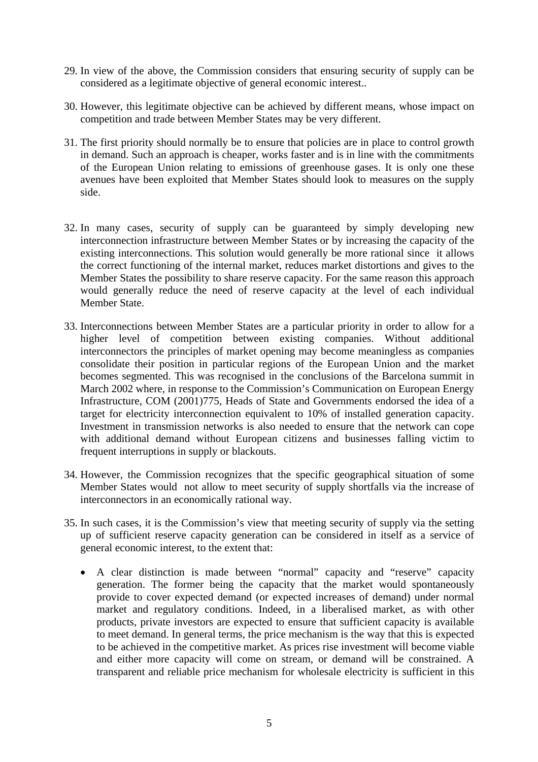29. In view of the above, the Commission considers that ensuring security of supply can be considered as a legitimate objective of general economic interest..

30. However, this legitimate objective can be achieved by different means, whose impact on competition and trade between Member States may be very different.

31. The first priority should normally be to ensure that policies are in place to control growth in demand. Such an approach is cheaper, works faster and is in line with the commitments of the European Union relating to emissions of greenhouse gases. It is only one these avenues have been exploited that Member States should look to measures on the supply side.

32. In many cases, security of supply can be guaranteed by simply developing new interconnection infrastructure between Member States or by increasing the capacity of the existing interconnections. This solution would generally be more rational since it allows the correct functioning of the internal market, reduces market distortions and gives to the Member States the possibility to share reserve capacity. For the same reason this approach would generally reduce the need of reserve capacity at the level of each individual Member State.

33. Interconnections between Member States are a particular priority in order to allow for a higher level of competition between existing companies. Without additional interconnectors the principles of market opening may become meaningless as companies consolidate their position in particular regions of the European Union and the market becomes segmented. This was recognised in the conclusions of the Barcelona summit in March 2002 where, in response to the Commission's Communication on European Energy Infrastructure, COM (2001)775, Heads of State and Governments endorsed the idea of a target for electricity interconnection equivalent to 10% of installed generation capacity. Investment in transmission networks is also needed to ensure that the network can cope with additional demand without European citizens and businesses falling victim to frequent interruptions in supply or blackouts.

34. However, the Commission recognizes that the specific geographical situation of some Member States would not allow to meet security of supply shortfalls via the increase of interconnectors in an economically rational way.

35. In such cases, it is the Commission's view that meeting security of supply via the setting up of sufficient reserve capacity generation can be considered in itself as a service of general economic interest, to the extent that:

    - A clear distinction is made between "normal" capacity and "reserve" capacity generation. The former being the capacity that the market would spontaneously provide to cover expected demand (or expected increases of demand) under normal market and regulatory conditions. Indeed, in a liberalised market, as with other products, private investors are expected to ensure that sufficient capacity is available to meet demand. In general terms, the price mechanism is the way that this is expected to be achieved in the competitive market. As prices rise investment will become viable and either more capacity will come on stream, or demand will be constrained. A transparent and reliable price mechanism for wholesale electricity is sufficient in this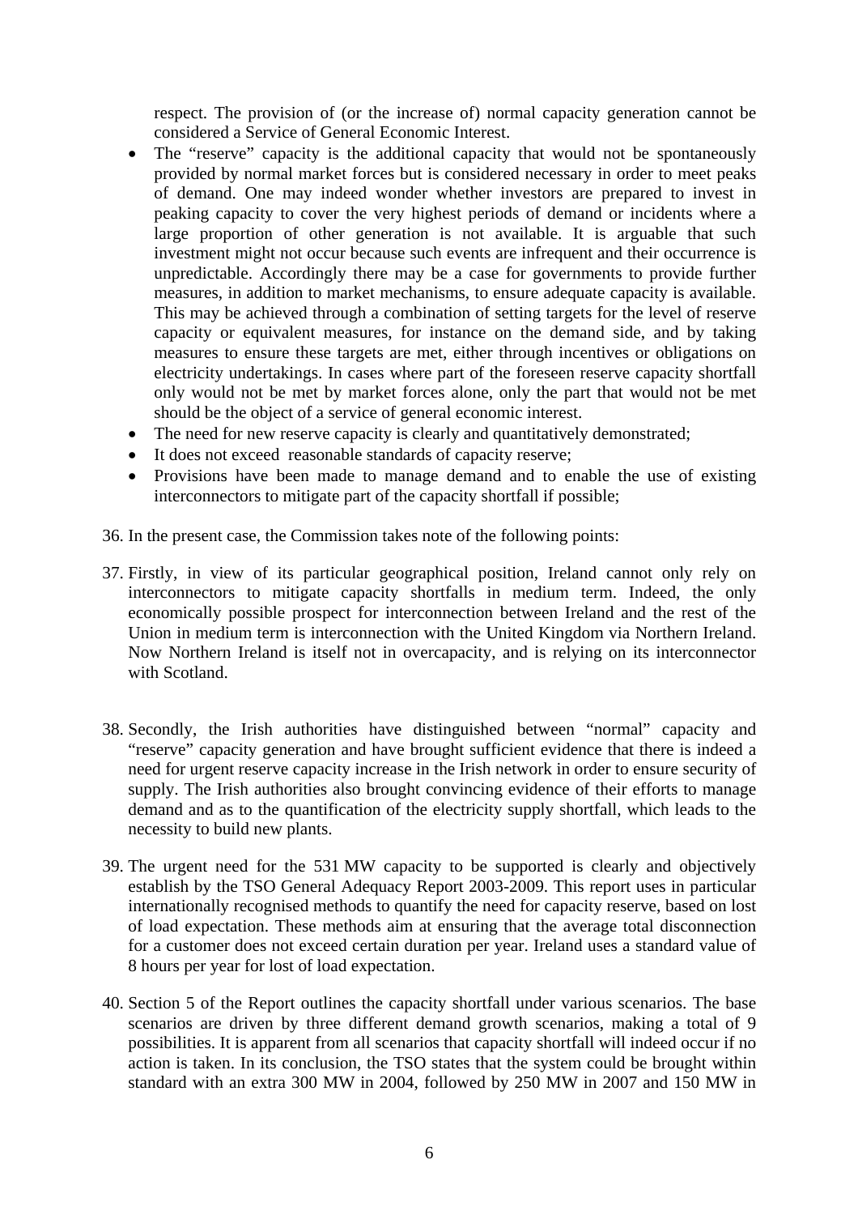respect. The provision of (or the increase of) normal capacity generation cannot be considered a Service of General Economic Interest.

- The "reserve" capacity is the additional capacity that would not be spontaneously provided by normal market forces but is considered necessary in order to meet peaks of demand. One may indeed wonder whether investors are prepared to invest in peaking capacity to cover the very highest periods of demand or incidents where a large proportion of other generation is not available. It is arguable that such investment might not occur because such events are infrequent and their occurrence is unpredictable. Accordingly there may be a case for governments to provide further measures, in addition to market mechanisms, to ensure adequate capacity is available. This may be achieved through a combination of setting targets for the level of reserve capacity or equivalent measures, for instance on the demand side, and by taking measures to ensure these targets are met, either through incentives or obligations on electricity undertakings. In cases where part of the foreseen reserve capacity shortfall only would not be met by market forces alone, only the part that would not be met should be the object of a service of general economic interest.
- The need for new reserve capacity is clearly and quantitatively demonstrated;
- It does not exceed reasonable standards of capacity reserve;
- Provisions have been made to manage demand and to enable the use of existing interconnectors to mitigate part of the capacity shortfall if possible;

36. In the present case, the Commission takes note of the following points:

37. Firstly, in view of its particular geographical position, Ireland cannot only rely on interconnectors to mitigate capacity shortfalls in medium term. Indeed, the only economically possible prospect for interconnection between Ireland and the rest of the Union in medium term is interconnection with the United Kingdom via Northern Ireland. Now Northern Ireland is itself not in overcapacity, and is relying on its interconnector with Scotland.

38. Secondly, the Irish authorities have distinguished between "normal" capacity and "reserve" capacity generation and have brought sufficient evidence that there is indeed a need for urgent reserve capacity increase in the Irish network in order to ensure security of supply. The Irish authorities also brought convincing evidence of their efforts to manage demand and as to the quantification of the electricity supply shortfall, which leads to the necessity to build new plants.

39. The urgent need for the 531 MW capacity to be supported is clearly and objectively establish by the TSO General Adequacy Report 2003-2009. This report uses in particular internationally recognised methods to quantify the need for capacity reserve, based on lost of load expectation. These methods aim at ensuring that the average total disconnection for a customer does not exceed certain duration per year. Ireland uses a standard value of 8 hours per year for lost of load expectation.

40. Section 5 of the Report outlines the capacity shortfall under various scenarios. The base scenarios are driven by three different demand growth scenarios, making a total of 9 possibilities. It is apparent from all scenarios that capacity shortfall will indeed occur if no action is taken. In its conclusion, the TSO states that the system could be brought within standard with an extra 300 MW in 2004, followed by 250 MW in 2007 and 150 MW in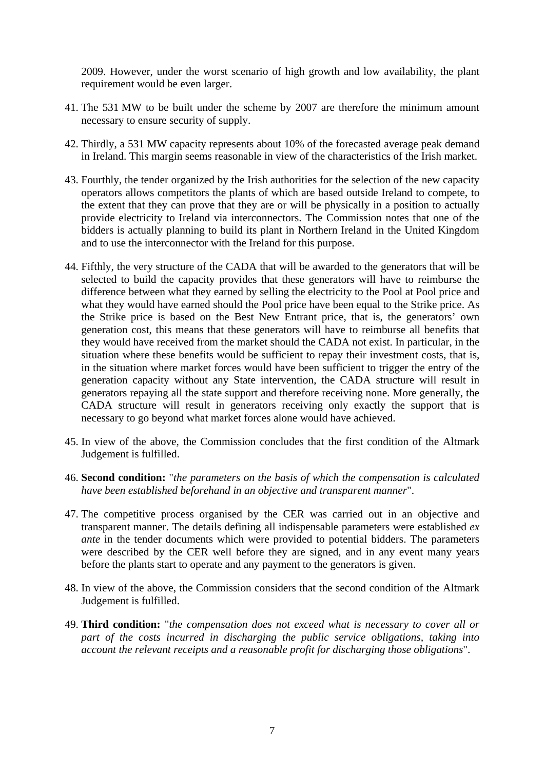2009. However, under the worst scenario of high growth and low availability, the plant requirement would be even larger.

41. The 531 MW to be built under the scheme by 2007 are therefore the minimum amount necessary to ensure security of supply.

42. Thirdly, a 531 MW capacity represents about 10% of the forecasted average peak demand in Ireland. This margin seems reasonable in view of the characteristics of the Irish market.

43. Fourthly, the tender organized by the Irish authorities for the selection of the new capacity operators allows competitors the plants of which are based outside Ireland to compete, to the extent that they can prove that they are or will be physically in a position to actually provide electricity to Ireland via interconnectors. The Commission notes that one of the bidders is actually planning to build its plant in Northern Ireland in the United Kingdom and to use the interconnector with the Ireland for this purpose.

44. Fifthly, the very structure of the CADA that will be awarded to the generators that will be selected to build the capacity provides that these generators will have to reimburse the difference between what they earned by selling the electricity to the Pool at Pool price and what they would have earned should the Pool price have been equal to the Strike price. As the Strike price is based on the Best New Entrant price, that is, the generators' own generation cost, this means that these generators will have to reimburse all benefits that they would have received from the market should the CADA not exist. In particular, in the situation where these benefits would be sufficient to repay their investment costs, that is, in the situation where market forces would have been sufficient to trigger the entry of the generation capacity without any State intervention, the CADA structure will result in generators repaying all the state support and therefore receiving none. More generally, the CADA structure will result in generators receiving only exactly the support that is necessary to go beyond what market forces alone would have achieved.

45. In view of the above, the Commission concludes that the first condition of the Altmark Judgement is fulfilled.

46. **Second condition:** "*the parameters on the basis of which the compensation is calculated have been established beforehand in an objective and transparent manner*".

47. The competitive process organised by the CER was carried out in an objective and transparent manner. The details defining all indispensable parameters were established *ex ante* in the tender documents which were provided to potential bidders. The parameters were described by the CER well before they are signed, and in any event many years before the plants start to operate and any payment to the generators is given.

48. In view of the above, the Commission considers that the second condition of the Altmark Judgement is fulfilled.

49. **Third condition:** "*the compensation does not exceed what is necessary to cover all or part of the costs incurred in discharging the public service obligations, taking into account the relevant receipts and a reasonable profit for discharging those obligations*".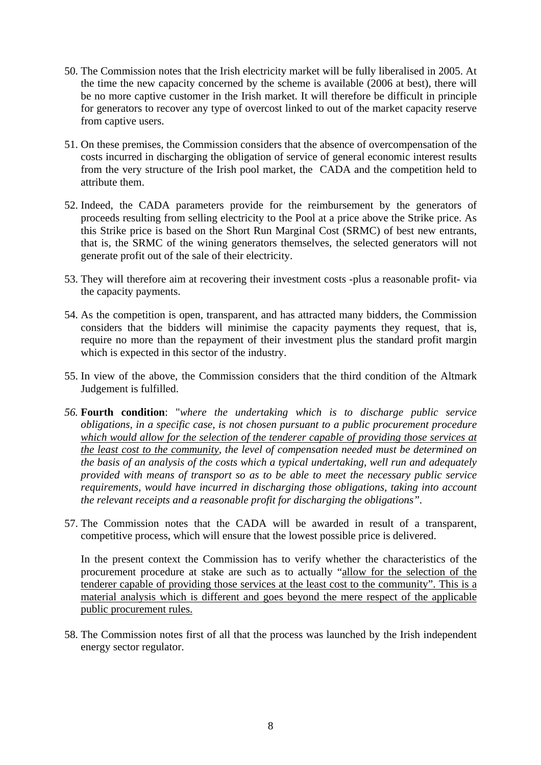50. The Commission notes that the Irish electricity market will be fully liberalised in 2005. At the time the new capacity concerned by the scheme is available (2006 at best), there will be no more captive customer in the Irish market. It will therefore be difficult in principle for generators to recover any type of overcost linked to out of the market capacity reserve from captive users.

51. On these premises, the Commission considers that the absence of overcompensation of the costs incurred in discharging the obligation of service of general economic interest results from the very structure of the Irish pool market, the CADA and the competition held to attribute them.

52. Indeed, the CADA parameters provide for the reimbursement by the generators of proceeds resulting from selling electricity to the Pool at a price above the Strike price. As this Strike price is based on the Short Run Marginal Cost (SRMC) of best new entrants, that is, the SRMC of the wining generators themselves, the selected generators will not generate profit out of the sale of their electricity.

53. They will therefore aim at recovering their investment costs -plus a reasonable profit- via the capacity payments.

54. As the competition is open, transparent, and has attracted many bidders, the Commission considers that the bidders will minimise the capacity payments they request, that is, require no more than the repayment of their investment plus the standard profit margin which is expected in this sector of the industry.

55. In view of the above, the Commission considers that the third condition of the Altmark Judgement is fulfilled.

56. **Fourth condition**: "*where the undertaking which is to discharge public service obligations, in a specific case, is not chosen pursuant to a public procurement procedure <u>which would allow for the selection of the tenderer capable of providing those services at the least cost to the community</u>, the level of compensation needed must be determined on the basis of an analysis of the costs which a typical undertaking, well run and adequately provided with means of transport so as to be able to meet the necessary public service requirements, would have incurred in discharging those obligations, taking into account the relevant receipts and a reasonable profit for discharging the obligations"*.

57. The Commission notes that the CADA will be awarded in result of a transparent, competitive process, which will ensure that the lowest possible price is delivered.

    In the present context the Commission has to verify whether the characteristics of the procurement procedure at stake are such as to actually "<u>allow for the selection of the tenderer capable of providing those services at the least cost to the community". This is a material analysis which is different and goes beyond the mere respect of the applicable public procurement rules.</u>

58. The Commission notes first of all that the process was launched by the Irish independent energy sector regulator.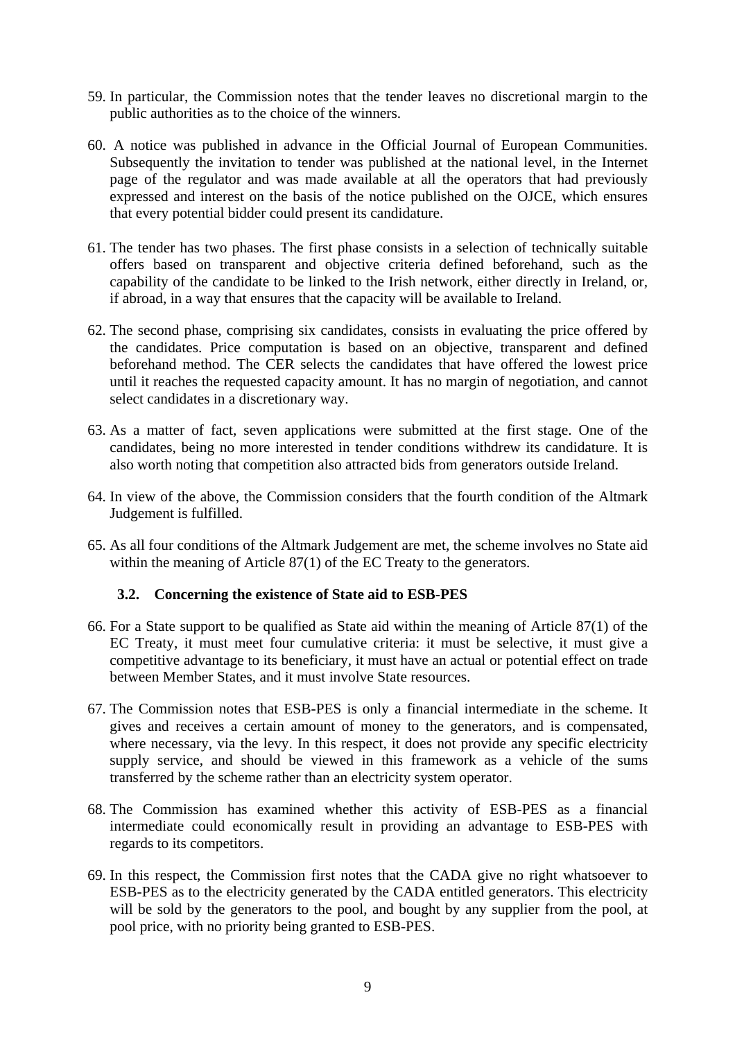59. In particular, the Commission notes that the tender leaves no discretional margin to the public authorities as to the choice of the winners.

60. A notice was published in advance in the Official Journal of European Communities. Subsequently the invitation to tender was published at the national level, in the Internet page of the regulator and was made available at all the operators that had previously expressed and interest on the basis of the notice published on the OJCE, which ensures that every potential bidder could present its candidature.

61. The tender has two phases. The first phase consists in a selection of technically suitable offers based on transparent and objective criteria defined beforehand, such as the capability of the candidate to be linked to the Irish network, either directly in Ireland, or, if abroad, in a way that ensures that the capacity will be available to Ireland.

62. The second phase, comprising six candidates, consists in evaluating the price offered by the candidates. Price computation is based on an objective, transparent and defined beforehand method. The CER selects the candidates that have offered the lowest price until it reaches the requested capacity amount. It has no margin of negotiation, and cannot select candidates in a discretionary way.

63. As a matter of fact, seven applications were submitted at the first stage. One of the candidates, being no more interested in tender conditions withdrew its candidature. It is also worth noting that competition also attracted bids from generators outside Ireland.

64. In view of the above, the Commission considers that the fourth condition of the Altmark Judgement is fulfilled.

65. As all four conditions of the Altmark Judgement are met, the scheme involves no State aid within the meaning of Article 87(1) of the EC Treaty to the generators.

### 3.2. Concerning the existence of State aid to ESB-PES

66. For a State support to be qualified as State aid within the meaning of Article 87(1) of the EC Treaty, it must meet four cumulative criteria: it must be selective, it must give a competitive advantage to its beneficiary, it must have an actual or potential effect on trade between Member States, and it must involve State resources.

67. The Commission notes that ESB-PES is only a financial intermediate in the scheme. It gives and receives a certain amount of money to the generators, and is compensated, where necessary, via the levy. In this respect, it does not provide any specific electricity supply service, and should be viewed in this framework as a vehicle of the sums transferred by the scheme rather than an electricity system operator.

68. The Commission has examined whether this activity of ESB-PES as a financial intermediate could economically result in providing an advantage to ESB-PES with regards to its competitors.

69. In this respect, the Commission first notes that the CADA give no right whatsoever to ESB-PES as to the electricity generated by the CADA entitled generators. This electricity will be sold by the generators to the pool, and bought by any supplier from the pool, at pool price, with no priority being granted to ESB-PES.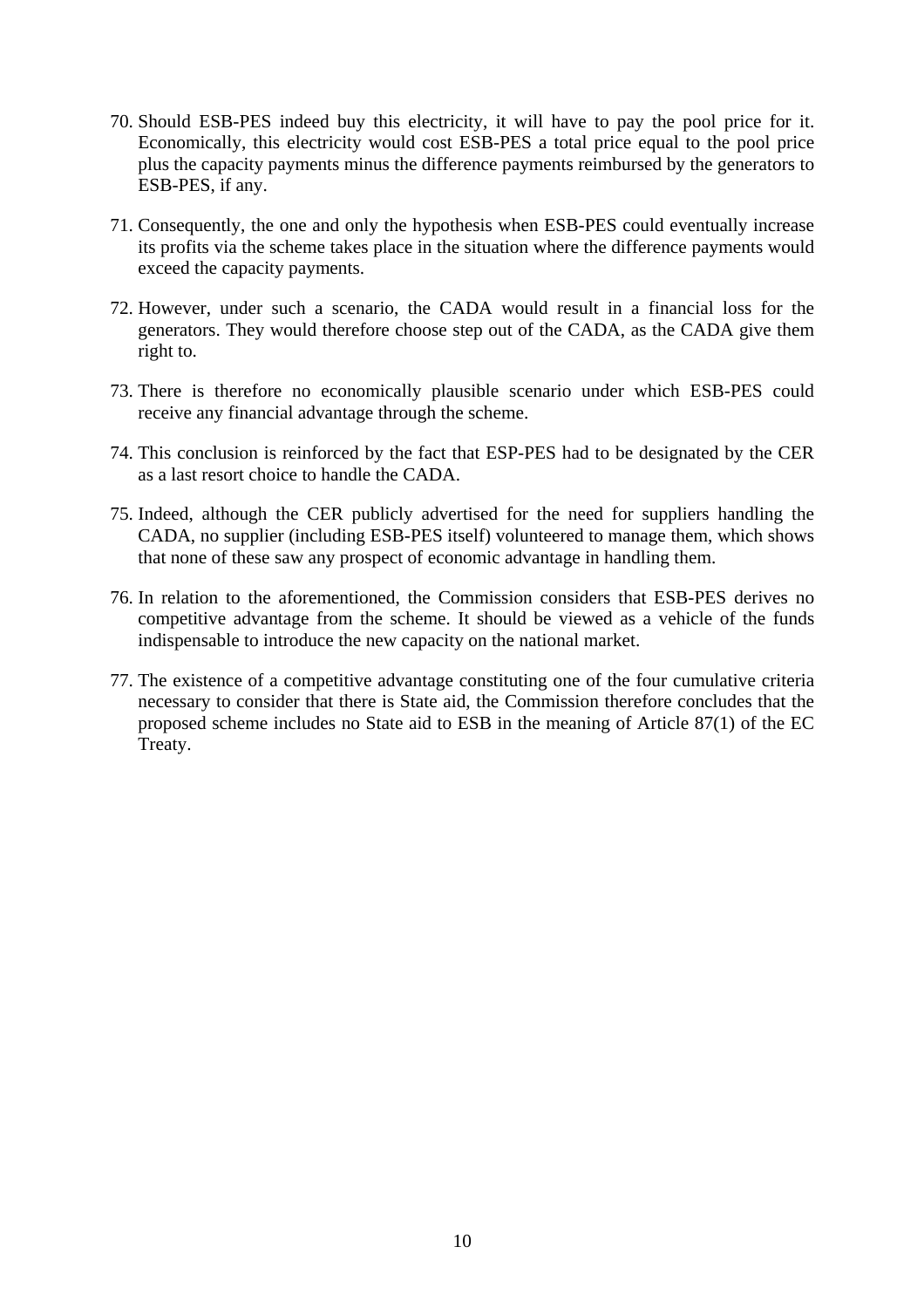70. Should ESB-PES indeed buy this electricity, it will have to pay the pool price for it. Economically, this electricity would cost ESB-PES a total price equal to the pool price plus the capacity payments minus the difference payments reimbursed by the generators to ESB-PES, if any.

71. Consequently, the one and only the hypothesis when ESB-PES could eventually increase its profits via the scheme takes place in the situation where the difference payments would exceed the capacity payments.

72. However, under such a scenario, the CADA would result in a financial loss for the generators. They would therefore choose step out of the CADA, as the CADA give them right to.

73. There is therefore no economically plausible scenario under which ESB-PES could receive any financial advantage through the scheme.

74. This conclusion is reinforced by the fact that ESP-PES had to be designated by the CER as a last resort choice to handle the CADA.

75. Indeed, although the CER publicly advertised for the need for suppliers handling the CADA, no supplier (including ESB-PES itself) volunteered to manage them, which shows that none of these saw any prospect of economic advantage in handling them.

76. In relation to the aforementioned, the Commission considers that ESB-PES derives no competitive advantage from the scheme. It should be viewed as a vehicle of the funds indispensable to introduce the new capacity on the national market.

77. The existence of a competitive advantage constituting one of the four cumulative criteria necessary to consider that there is State aid, the Commission therefore concludes that the proposed scheme includes no State aid to ESB in the meaning of Article 87(1) of the EC Treaty.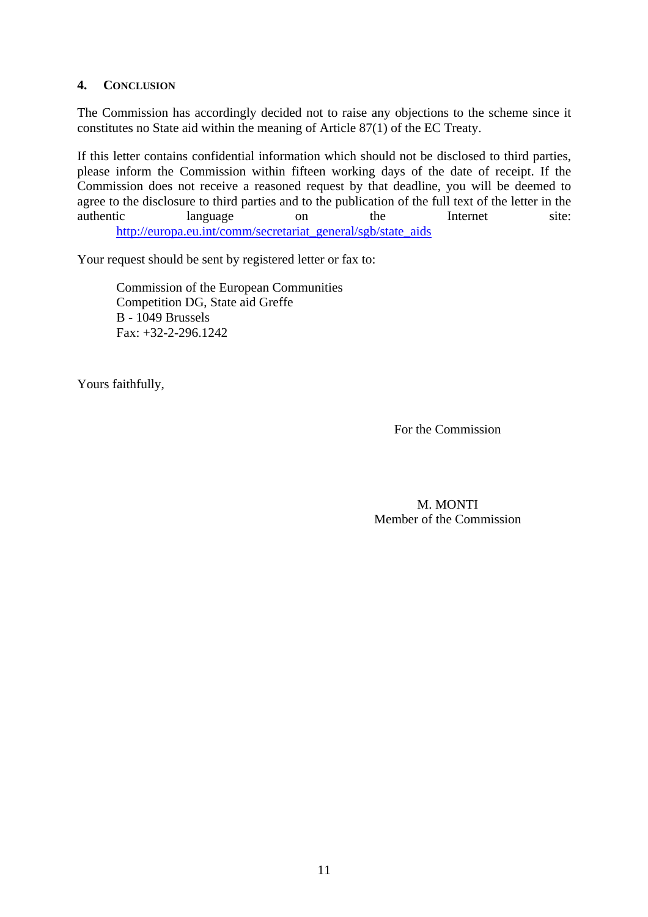## 4. CONCLUSION

The Commission has accordingly decided not to raise any objections to the scheme since it constitutes no State aid within the meaning of Article 87(1) of the EC Treaty.

If this letter contains confidential information which should not be disclosed to third parties, please inform the Commission within fifteen working days of the date of receipt. If the Commission does not receive a reasoned request by that deadline, you will be deemed to agree to the disclosure to third parties and to the publication of the full text of the letter in the authentic language on the Internet site: http://europa.eu.int/comm/secretariat_general/sgb/state_aids

Your request should be sent by registered letter or fax to:

Commission of the European Communities
Competition DG, State aid Greffe
B - 1049 Brussels
Fax: +32-2-296.1242

Yours faithfully,

For the Commission

M. MONTI
Member of the Commission